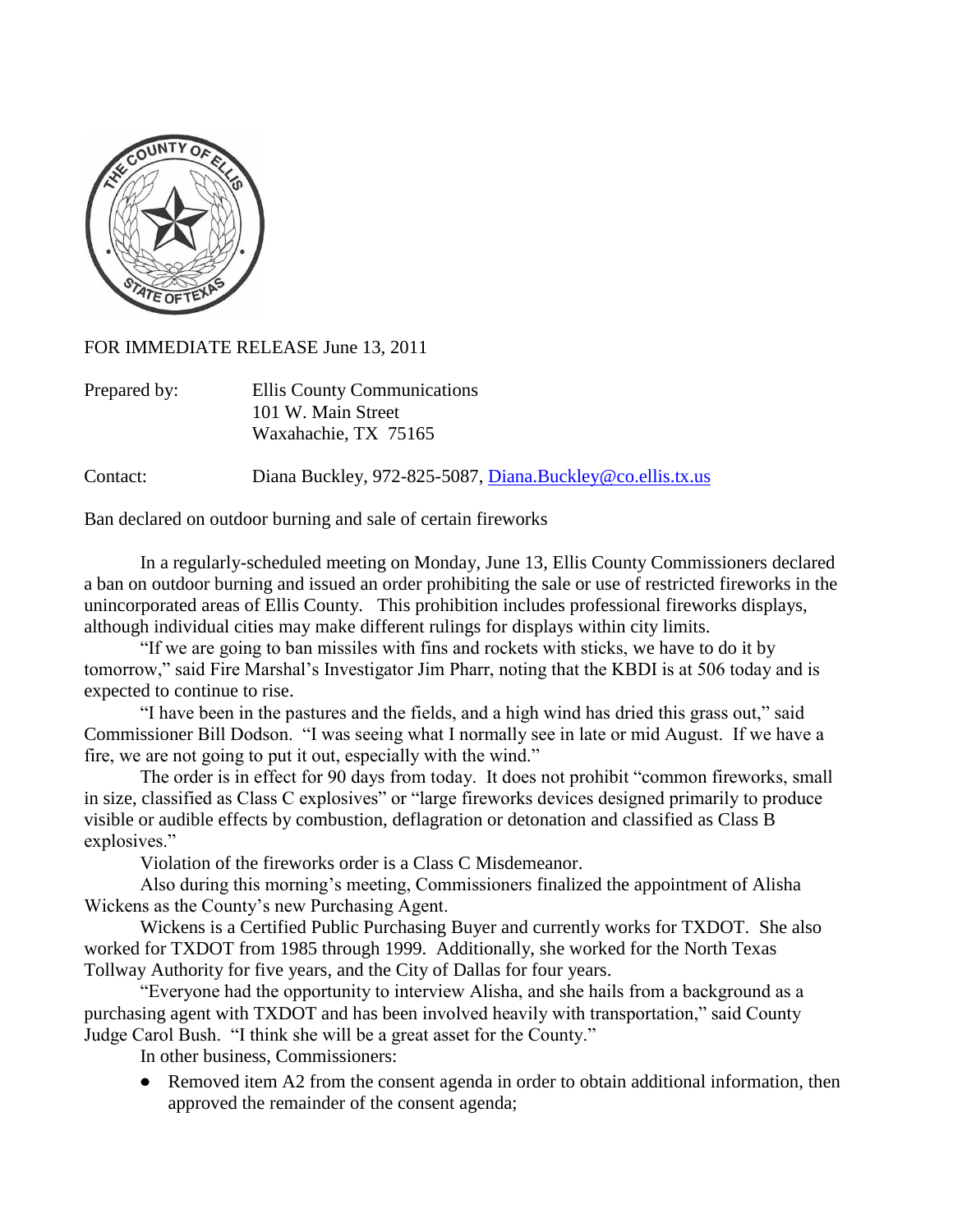FOR IMMEDIATE RELEASE June 13, 2011

Prepared by: Ellis County Communications
101 W. Main Street
Waxahachie, TX 75165

Contact: Diana Buckley, 972-825-5087, [Diana.Buckley@co.ellis.tx.us](mailto:Diana.Buckley@co.ellis.tx.us)

Ban declared on outdoor burning and sale of certain fireworks

In a regularly-scheduled meeting on Monday, June 13, Ellis County Commissioners declared a ban on outdoor burning and issued an order prohibiting the sale or use of restricted fireworks in the unincorporated areas of Ellis County. This prohibition includes professional fireworks displays, although individual cities may make different rulings for displays within city limits.

"If we are going to ban missiles with fins and rockets with sticks, we have to do it by tomorrow," said Fire Marshal's Investigator Jim Pharr, noting that the KBDI is at 506 today and is expected to continue to rise.

"I have been in the pastures and the fields, and a high wind has dried this grass out," said Commissioner Bill Dodson. "I was seeing what I normally see in late or mid August. If we have a fire, we are not going to put it out, especially with the wind."

The order is in effect for 90 days from today. It does not prohibit "common fireworks, small in size, classified as Class C explosives" or "large fireworks devices designed primarily to produce visible or audible effects by combustion, deflagration or detonation and classified as Class B explosives."

Violation of the fireworks order is a Class C Misdemeanor.

Also during this morning's meeting, Commissioners finalized the appointment of Alisha Wickens as the County's new Purchasing Agent.

Wickens is a Certified Public Purchasing Buyer and currently works for TXDOT. She also worked for TXDOT from 1985 through 1999. Additionally, she worked for the North Texas Tollway Authority for five years, and the City of Dallas for four years.

"Everyone had the opportunity to interview Alisha, and she hails from a background as a purchasing agent with TXDOT and has been involved heavily with transportation," said County Judge Carol Bush. "I think she will be a great asset for the County."

In other business, Commissioners:

- Removed item A2 from the consent agenda in order to obtain additional information, then approved the remainder of the consent agenda;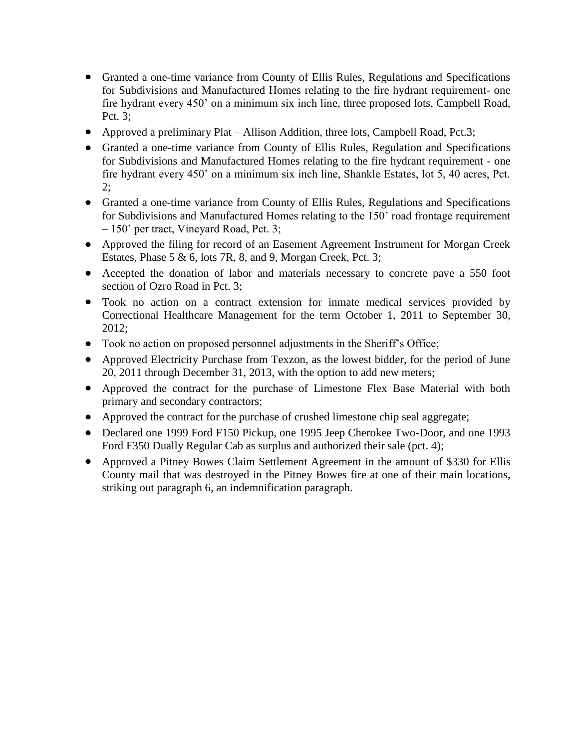- Granted a one-time variance from County of Ellis Rules, Regulations and Specifications for Subdivisions and Manufactured Homes relating to the fire hydrant requirement- one fire hydrant every 450' on a minimum six inch line, three proposed lots, Campbell Road, Pct. 3;
- Approved a preliminary Plat – Allison Addition, three lots, Campbell Road, Pct.3;
- Granted a one-time variance from County of Ellis Rules, Regulation and Specifications for Subdivisions and Manufactured Homes relating to the fire hydrant requirement - one fire hydrant every 450' on a minimum six inch line, Shankle Estates, lot 5, 40 acres, Pct. 2;
- Granted a one-time variance from County of Ellis Rules, Regulations and Specifications for Subdivisions and Manufactured Homes relating to the 150' road frontage requirement – 150' per tract, Vineyard Road, Pct. 3;
- Approved the filing for record of an Easement Agreement Instrument for Morgan Creek Estates, Phase 5 & 6, lots 7R, 8, and 9, Morgan Creek, Pct. 3;
- Accepted the donation of labor and materials necessary to concrete pave a 550 foot section of Ozro Road in Pct. 3;
- Took no action on a contract extension for inmate medical services provided by Correctional Healthcare Management for the term October 1, 2011 to September 30, 2012;
- Took no action on proposed personnel adjustments in the Sheriff's Office;
- Approved Electricity Purchase from Texzon, as the lowest bidder, for the period of June 20, 2011 through December 31, 2013, with the option to add new meters;
- Approved the contract for the purchase of Limestone Flex Base Material with both primary and secondary contractors;
- Approved the contract for the purchase of crushed limestone chip seal aggregate;
- Declared one 1999 Ford F150 Pickup, one 1995 Jeep Cherokee Two-Door, and one 1993 Ford F350 Dually Regular Cab as surplus and authorized their sale (pct. 4);
- Approved a Pitney Bowes Claim Settlement Agreement in the amount of $330 for Ellis County mail that was destroyed in the Pitney Bowes fire at one of their main locations, striking out paragraph 6, an indemnification paragraph.